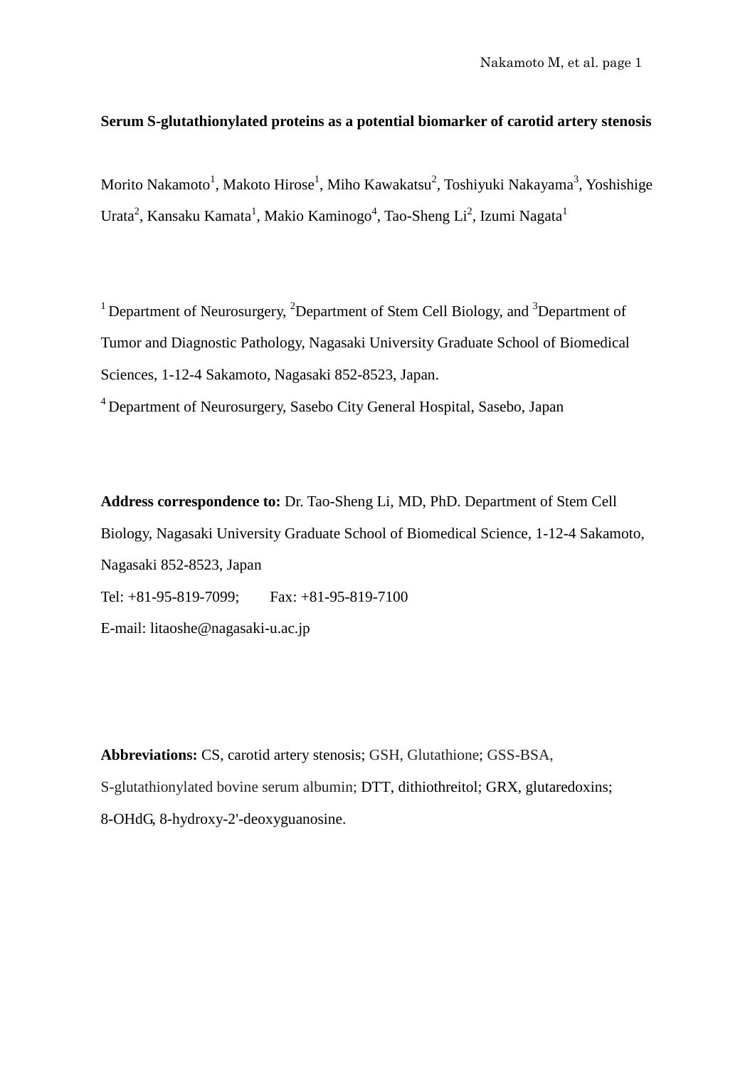**Serum S-glutathionylated proteins as a potential biomarker of carotid artery stenosis**

Morito Nakamoto[1], Makoto Hirose[1], Miho Kawakatsu[2], Toshiyuki Nakayama[3], Yoshishige Urata[2], Kansaku Kamata[1], Makio Kaminogo[4], Tao-Sheng Li[2], Izumi Nagata[1]

[1] Department of Neurosurgery, [2]Department of Stem Cell Biology, and [3]Department of Tumor and Diagnostic Pathology, Nagasaki University Graduate School of Biomedical Sciences, 1-12-4 Sakamoto, Nagasaki 852-8523, Japan.

[4] Department of Neurosurgery, Sasebo City General Hospital, Sasebo, Japan

**Address correspondence to:** Dr. Tao-Sheng Li, MD, PhD. Department of Stem Cell Biology, Nagasaki University Graduate School of Biomedical Science, 1-12-4 Sakamoto, Nagasaki 852-8523, Japan

Tel: +81-95-819-7099;  Fax: +81-95-819-7100

E-mail: litaoshe@nagasaki-u.ac.jp

**Abbreviations:** CS, carotid artery stenosis; GSH, Glutathione; GSS-BSA, S-glutathionylated bovine serum albumin; DTT, dithiothreitol; GRX, glutaredoxins; 8-OHdG, 8-hydroxy-2'-deoxyguanosine.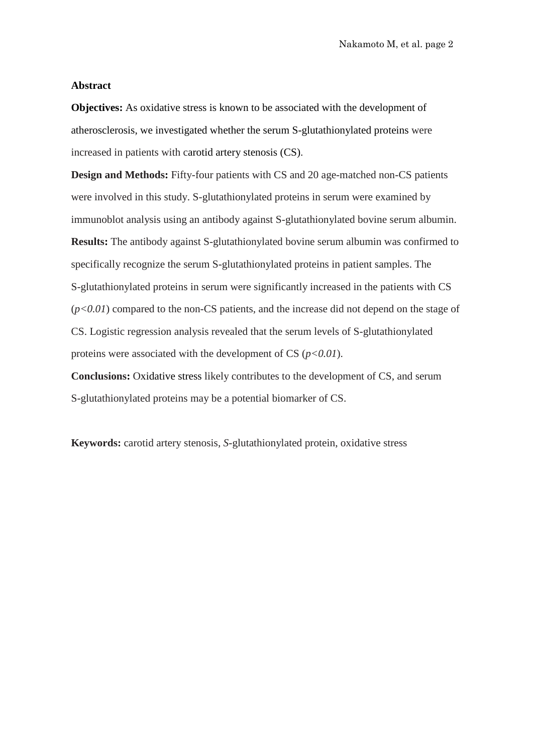## Abstract

**Objectives:** As oxidative stress is known to be associated with the development of atherosclerosis, we investigated whether the serum S-glutathionylated proteins were increased in patients with carotid artery stenosis (CS).

**Design and Methods:** Fifty-four patients with CS and 20 age-matched non-CS patients were involved in this study. S-glutathionylated proteins in serum were examined by immunoblot analysis using an antibody against S-glutathionylated bovine serum albumin.

**Results:** The antibody against S-glutathionylated bovine serum albumin was confirmed to specifically recognize the serum S-glutathionylated proteins in patient samples. The S-glutathionylated proteins in serum were significantly increased in the patients with CS ($p<0.01$) compared to the non-CS patients, and the increase did not depend on the stage of CS. Logistic regression analysis revealed that the serum levels of S-glutathionylated proteins were associated with the development of CS ($p<0.01$).

**Conclusions:** Oxidative stress likely contributes to the development of CS, and serum S-glutathionylated proteins may be a potential biomarker of CS.

**Keywords:** carotid artery stenosis, *S*-glutathionylated protein, oxidative stress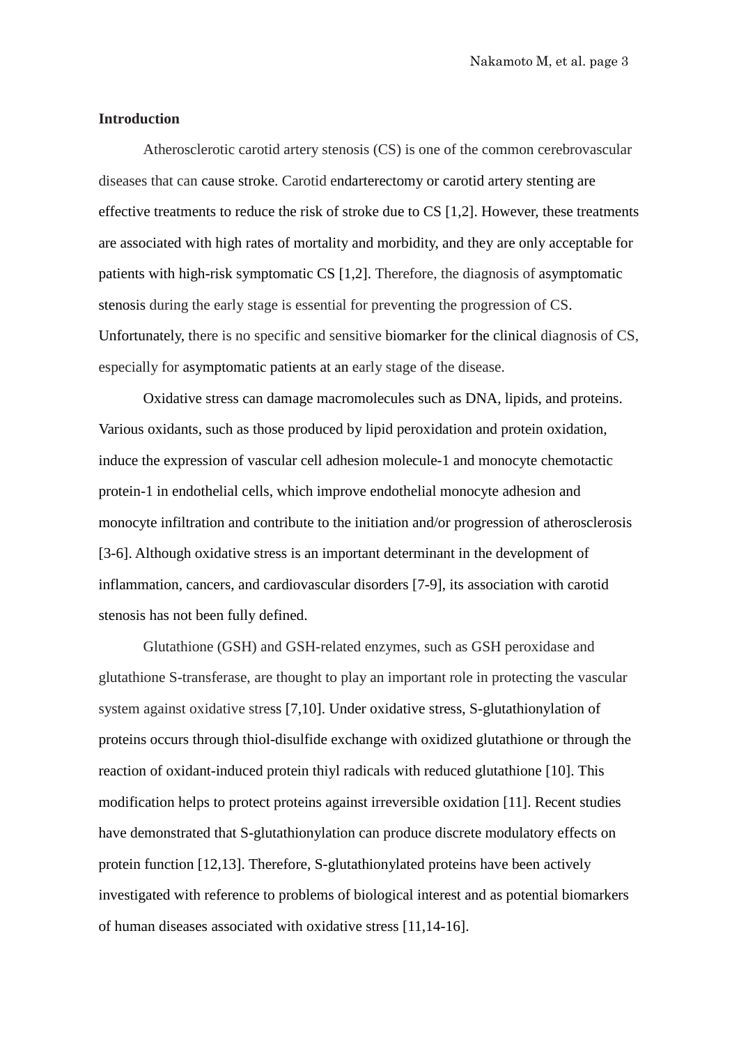## Introduction

Atherosclerotic carotid artery stenosis (CS) is one of the common cerebrovascular diseases that can cause stroke. Carotid endarterectomy or carotid artery stenting are effective treatments to reduce the risk of stroke due to CS [1,2]. However, these treatments are associated with high rates of mortality and morbidity, and they are only acceptable for patients with high-risk symptomatic CS [1,2]. Therefore, the diagnosis of asymptomatic stenosis during the early stage is essential for preventing the progression of CS. Unfortunately, there is no specific and sensitive biomarker for the clinical diagnosis of CS, especially for asymptomatic patients at an early stage of the disease.

Oxidative stress can damage macromolecules such as DNA, lipids, and proteins. Various oxidants, such as those produced by lipid peroxidation and protein oxidation, induce the expression of vascular cell adhesion molecule-1 and monocyte chemotactic protein-1 in endothelial cells, which improve endothelial monocyte adhesion and monocyte infiltration and contribute to the initiation and/or progression of atherosclerosis [3-6]. Although oxidative stress is an important determinant in the development of inflammation, cancers, and cardiovascular disorders [7-9], its association with carotid stenosis has not been fully defined.

Glutathione (GSH) and GSH-related enzymes, such as GSH peroxidase and glutathione S-transferase, are thought to play an important role in protecting the vascular system against oxidative stress [7,10]. Under oxidative stress, S-glutathionylation of proteins occurs through thiol-disulfide exchange with oxidized glutathione or through the reaction of oxidant-induced protein thiyl radicals with reduced glutathione [10]. This modification helps to protect proteins against irreversible oxidation [11]. Recent studies have demonstrated that S-glutathionylation can produce discrete modulatory effects on protein function [12,13]. Therefore, S-glutathionylated proteins have been actively investigated with reference to problems of biological interest and as potential biomarkers of human diseases associated with oxidative stress [11,14-16].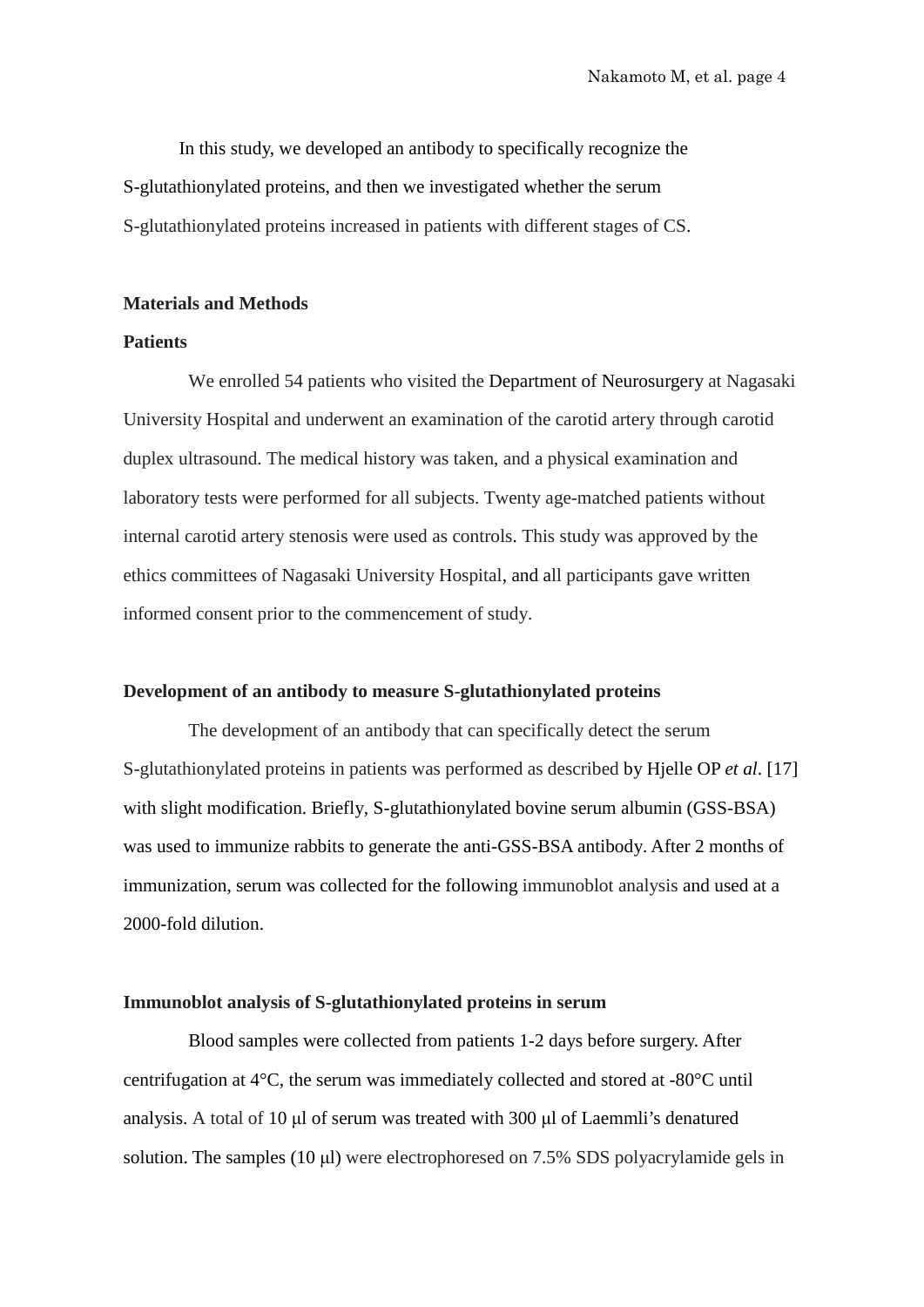In this study, we developed an antibody to specifically recognize the S-glutathionylated proteins, and then we investigated whether the serum S-glutathionylated proteins increased in patients with different stages of CS.

## Materials and Methods

### Patients

We enrolled 54 patients who visited the Department of Neurosurgery at Nagasaki University Hospital and underwent an examination of the carotid artery through carotid duplex ultrasound. The medical history was taken, and a physical examination and laboratory tests were performed for all subjects. Twenty age-matched patients without internal carotid artery stenosis were used as controls. This study was approved by the ethics committees of Nagasaki University Hospital, and all participants gave written informed consent prior to the commencement of study.

### Development of an antibody to measure S-glutathionylated proteins

The development of an antibody that can specifically detect the serum S-glutathionylated proteins in patients was performed as described by Hjelle OP *et al*. [17] with slight modification. Briefly, S-glutathionylated bovine serum albumin (GSS-BSA) was used to immunize rabbits to generate the anti-GSS-BSA antibody. After 2 months of immunization, serum was collected for the following immunoblot analysis and used at a 2000-fold dilution.

### Immunoblot analysis of S-glutathionylated proteins in serum

Blood samples were collected from patients 1-2 days before surgery. After centrifugation at 4°C, the serum was immediately collected and stored at -80°C until analysis. A total of 10 μl of serum was treated with 300 μl of Laemmli's denatured solution. The samples (10 μl) were electrophoresed on 7.5% SDS polyacrylamide gels in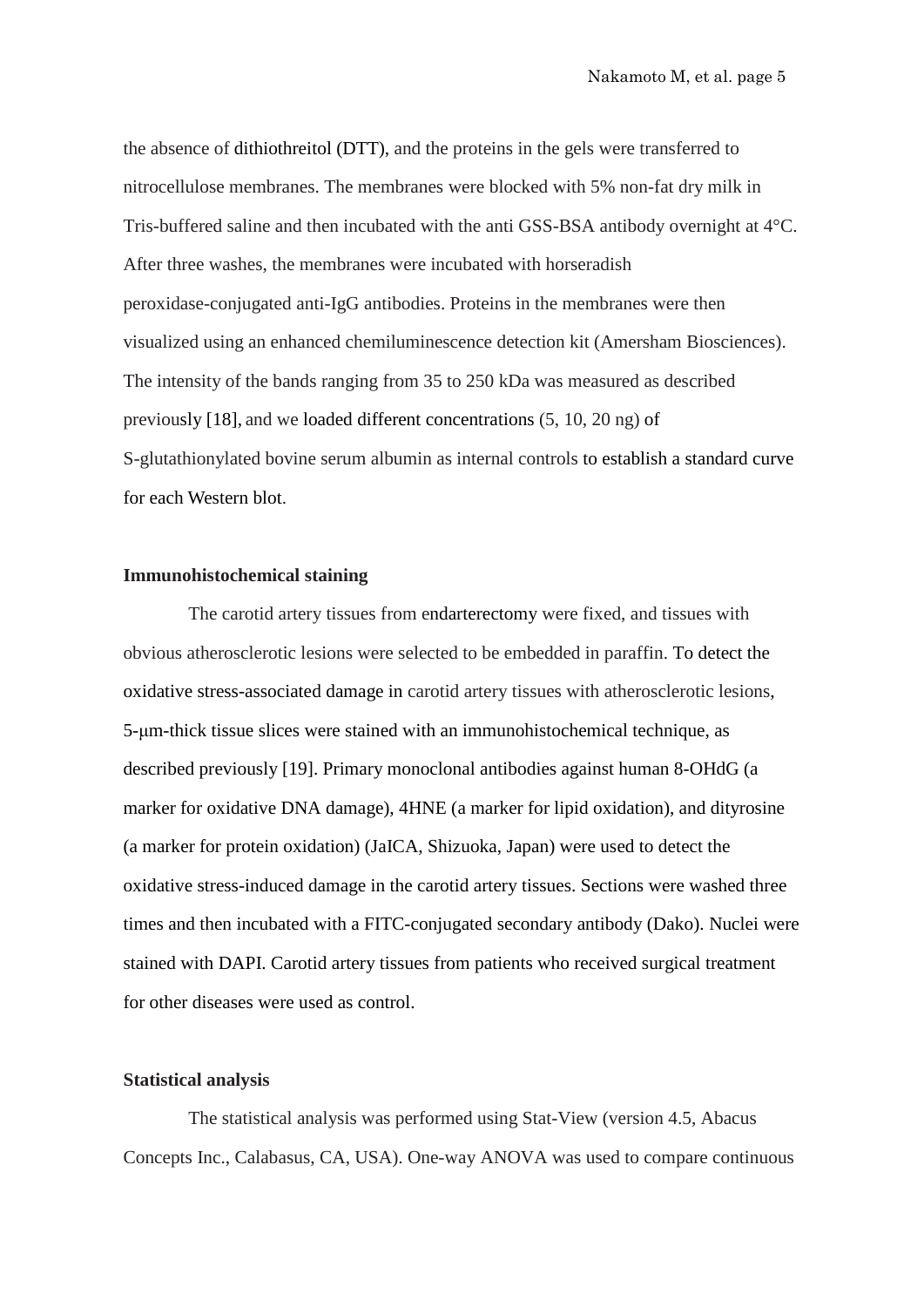the absence of dithiothreitol (DTT), and the proteins in the gels were transferred to nitrocellulose membranes. The membranes were blocked with 5% non-fat dry milk in Tris-buffered saline and then incubated with the anti GSS-BSA antibody overnight at 4°C. After three washes, the membranes were incubated with horseradish peroxidase-conjugated anti-IgG antibodies. Proteins in the membranes were then visualized using an enhanced chemiluminescence detection kit (Amersham Biosciences). The intensity of the bands ranging from 35 to 250 kDa was measured as described previously [18], and we loaded different concentrations (5, 10, 20 ng) of S-glutathionylated bovine serum albumin as internal controls to establish a standard curve for each Western blot.

### Immunohistochemical staining

The carotid artery tissues from endarterectomy were fixed, and tissues with obvious atherosclerotic lesions were selected to be embedded in paraffin. To detect the oxidative stress-associated damage in carotid artery tissues with atherosclerotic lesions, 5-μm-thick tissue slices were stained with an immunohistochemical technique, as described previously [19]. Primary monoclonal antibodies against human 8-OHdG (a marker for oxidative DNA damage), 4HNE (a marker for lipid oxidation), and dityrosine (a marker for protein oxidation) (JaICA, Shizuoka, Japan) were used to detect the oxidative stress-induced damage in the carotid artery tissues. Sections were washed three times and then incubated with a FITC-conjugated secondary antibody (Dako). Nuclei were stained with DAPI. Carotid artery tissues from patients who received surgical treatment for other diseases were used as control.

### Statistical analysis

The statistical analysis was performed using Stat-View (version 4.5, Abacus Concepts Inc., Calabasus, CA, USA). One-way ANOVA was used to compare continuous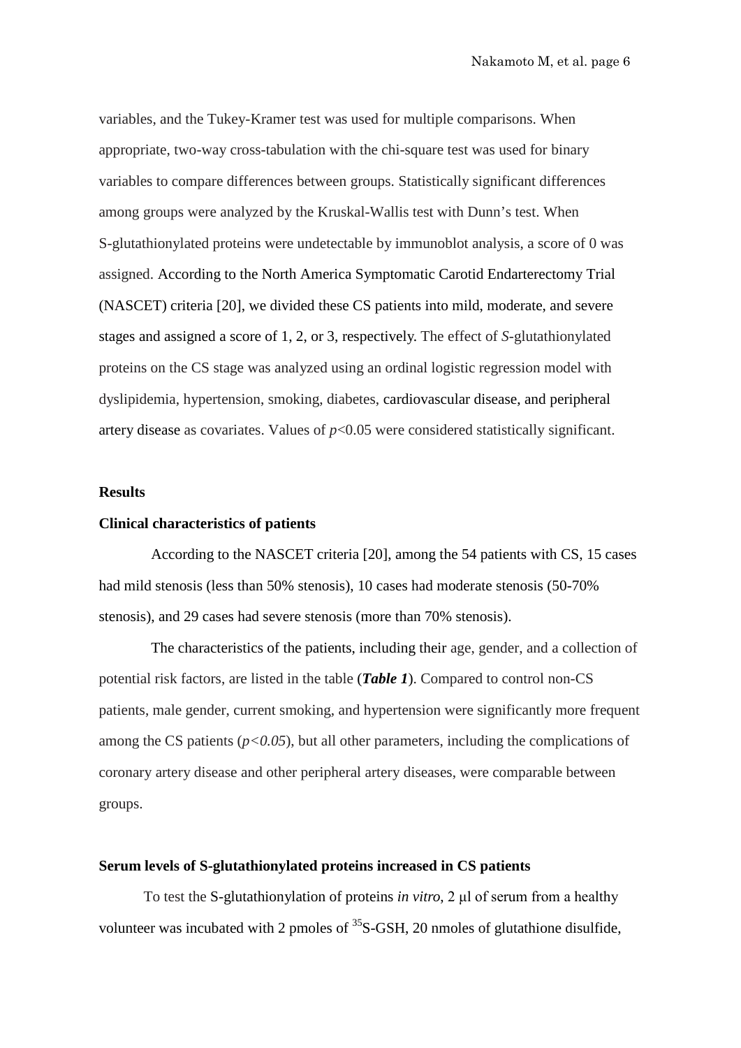variables, and the Tukey-Kramer test was used for multiple comparisons. When appropriate, two-way cross-tabulation with the chi-square test was used for binary variables to compare differences between groups. Statistically significant differences among groups were analyzed by the Kruskal-Wallis test with Dunn's test. When S-glutathionylated proteins were undetectable by immunoblot analysis, a score of 0 was assigned. According to the North America Symptomatic Carotid Endarterectomy Trial (NASCET) criteria [20], we divided these CS patients into mild, moderate, and severe stages and assigned a score of 1, 2, or 3, respectively. The effect of *S*-glutathionylated proteins on the CS stage was analyzed using an ordinal logistic regression model with dyslipidemia, hypertension, smoking, diabetes, cardiovascular disease, and peripheral artery disease as covariates. Values of $p<0.05$ were considered statistically significant.

## Results

### Clinical characteristics of patients

According to the NASCET criteria [20], among the 54 patients with CS, 15 cases had mild stenosis (less than 50% stenosis), 10 cases had moderate stenosis (50-70% stenosis), and 29 cases had severe stenosis (more than 70% stenosis).

The characteristics of the patients, including their age, gender, and a collection of potential risk factors, are listed in the table (***Table 1***). Compared to control non-CS patients, male gender, current smoking, and hypertension were significantly more frequent among the CS patients ($p<0.05$), but all other parameters, including the complications of coronary artery disease and other peripheral artery diseases, were comparable between groups.

### Serum levels of S-glutathionylated proteins increased in CS patients

To test the S-glutathionylation of proteins *in vitro*, 2 μl of serum from a healthy volunteer was incubated with 2 pmoles of $^{35}$S-GSH, 20 nmoles of glutathione disulfide,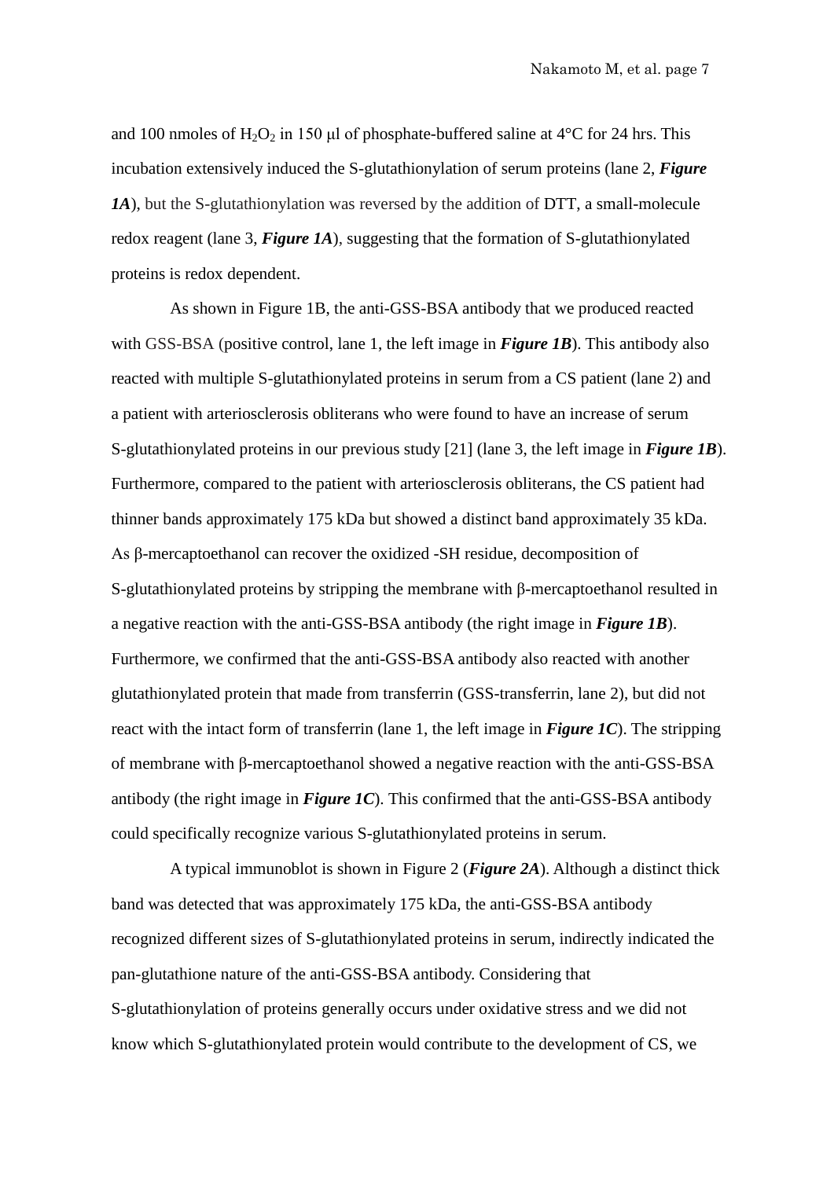and 100 nmoles of $H_2O_2$ in 150 μl of phosphate-buffered saline at 4°C for 24 hrs. This incubation extensively induced the S-glutathionylation of serum proteins (lane 2, ***Figure 1A***), but the S-glutathionylation was reversed by the addition of DTT, a small-molecule redox reagent (lane 3, ***Figure 1A***), suggesting that the formation of S-glutathionylated proteins is redox dependent.

As shown in Figure 1B, the anti-GSS-BSA antibody that we produced reacted with GSS-BSA (positive control, lane 1, the left image in ***Figure 1B***). This antibody also reacted with multiple S-glutathionylated proteins in serum from a CS patient (lane 2) and a patient with arteriosclerosis obliterans who were found to have an increase of serum S-glutathionylated proteins in our previous study [21] (lane 3, the left image in ***Figure 1B***). Furthermore, compared to the patient with arteriosclerosis obliterans, the CS patient had thinner bands approximately 175 kDa but showed a distinct band approximately 35 kDa. As β-mercaptoethanol can recover the oxidized -SH residue, decomposition of S-glutathionylated proteins by stripping the membrane with β-mercaptoethanol resulted in a negative reaction with the anti-GSS-BSA antibody (the right image in ***Figure 1B***). Furthermore, we confirmed that the anti-GSS-BSA antibody also reacted with another glutathionylated protein that made from transferrin (GSS-transferrin, lane 2), but did not react with the intact form of transferrin (lane 1, the left image in ***Figure 1C***). The stripping of membrane with β-mercaptoethanol showed a negative reaction with the anti-GSS-BSA antibody (the right image in ***Figure 1C***). This confirmed that the anti-GSS-BSA antibody could specifically recognize various S-glutathionylated proteins in serum.

A typical immunoblot is shown in Figure 2 (***Figure 2A***). Although a distinct thick band was detected that was approximately 175 kDa, the anti-GSS-BSA antibody recognized different sizes of S-glutathionylated proteins in serum, indirectly indicated the pan-glutathione nature of the anti-GSS-BSA antibody. Considering that S-glutathionylation of proteins generally occurs under oxidative stress and we did not know which S-glutathionylated protein would contribute to the development of CS, we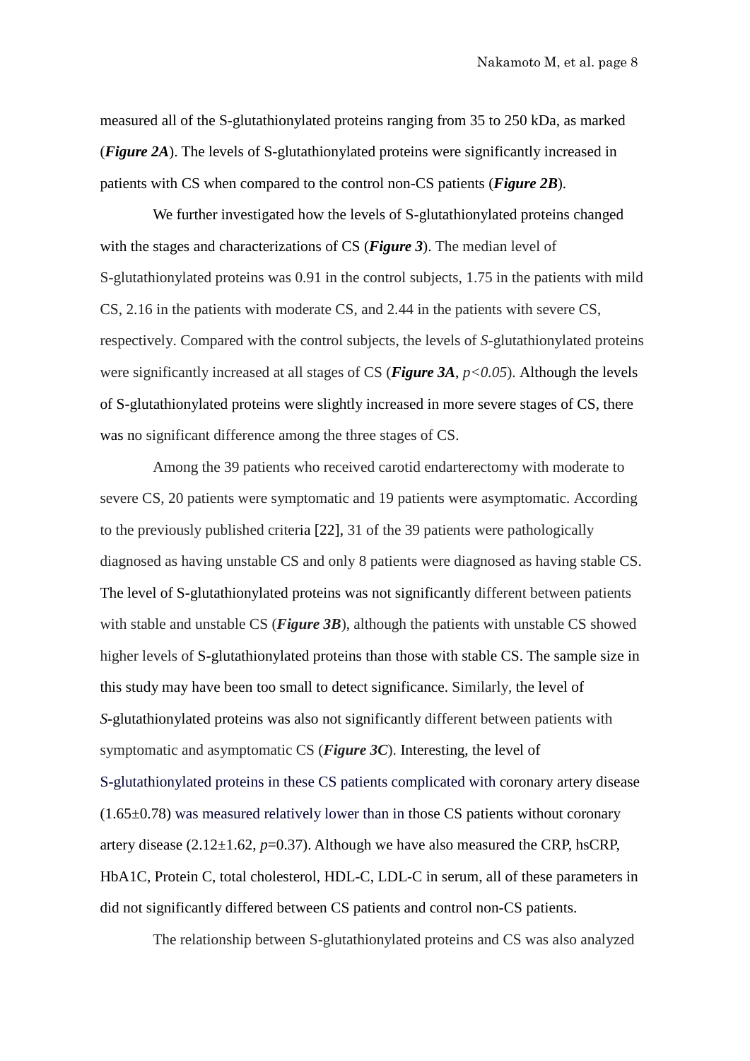measured all of the S-glutathionylated proteins ranging from 35 to 250 kDa, as marked (***Figure 2A***). The levels of S-glutathionylated proteins were significantly increased in patients with CS when compared to the control non-CS patients (***Figure 2B***).

We further investigated how the levels of S-glutathionylated proteins changed with the stages and characterizations of CS (***Figure 3***). The median level of S-glutathionylated proteins was 0.91 in the control subjects, 1.75 in the patients with mild CS, 2.16 in the patients with moderate CS, and 2.44 in the patients with severe CS, respectively. Compared with the control subjects, the levels of *S*-glutathionylated proteins were significantly increased at all stages of CS (***Figure 3A***, $p<0.05$). Although the levels of S-glutathionylated proteins were slightly increased in more severe stages of CS, there was no significant difference among the three stages of CS.

Among the 39 patients who received carotid endarterectomy with moderate to severe CS, 20 patients were symptomatic and 19 patients were asymptomatic. According to the previously published criteria [22], 31 of the 39 patients were pathologically diagnosed as having unstable CS and only 8 patients were diagnosed as having stable CS. The level of S-glutathionylated proteins was not significantly different between patients with stable and unstable CS (***Figure 3B***), although the patients with unstable CS showed higher levels of S-glutathionylated proteins than those with stable CS. The sample size in this study may have been too small to detect significance. Similarly, the level of *S*-glutathionylated proteins was also not significantly different between patients with symptomatic and asymptomatic CS (***Figure 3C***). Interesting, the level of S-glutathionylated proteins in these CS patients complicated with coronary artery disease ($1.65 \pm 0.78$) was measured relatively lower than in those CS patients without coronary artery disease ($2.12 \pm 1.62$, $p$=0.37). Although we have also measured the CRP, hsCRP, HbA1C, Protein C, total cholesterol, HDL-C, LDL-C in serum, all of these parameters in did not significantly differed between CS patients and control non-CS patients.

The relationship between S-glutathionylated proteins and CS was also analyzed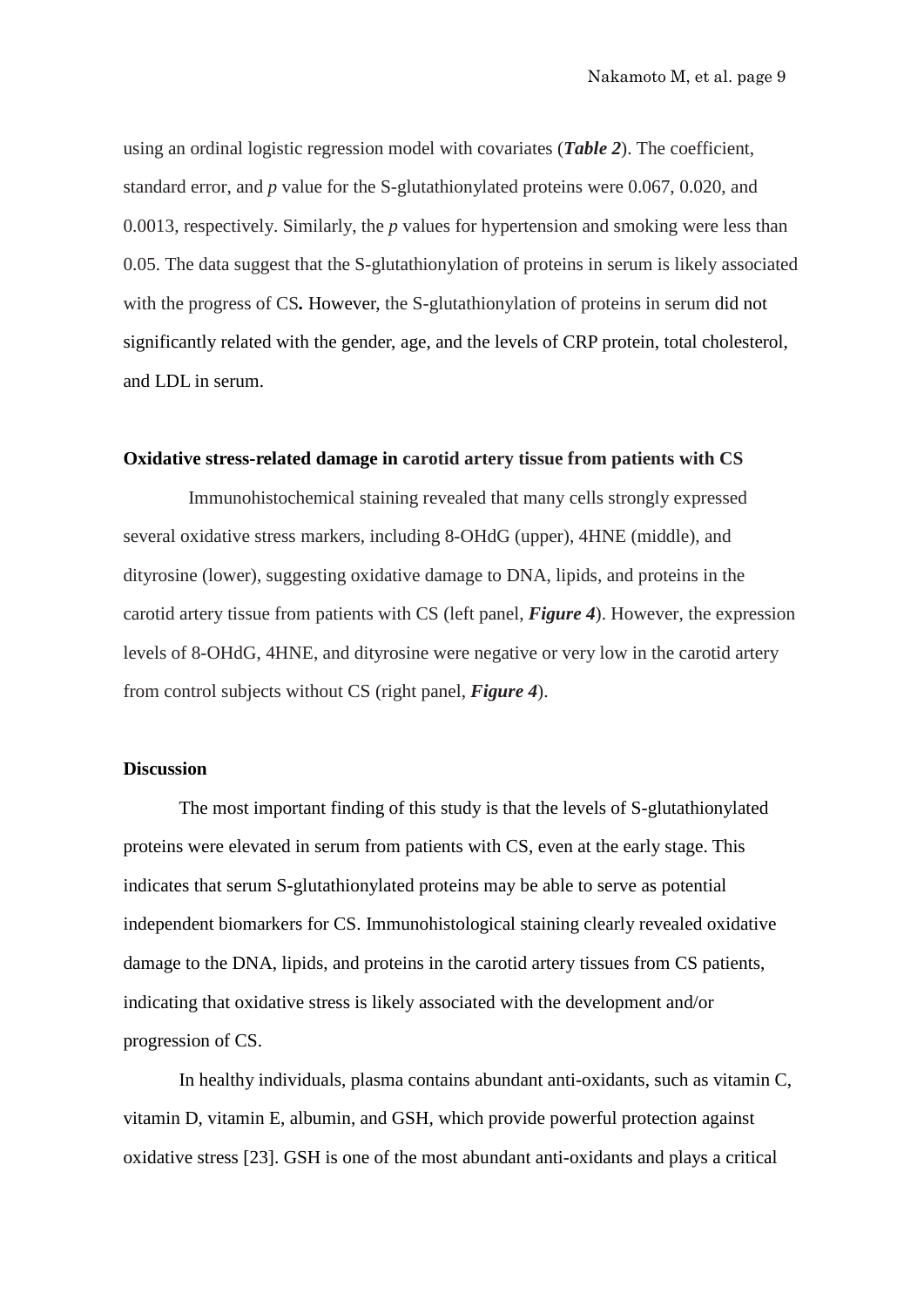using an ordinal logistic regression model with covariates (***Table 2***). The coefficient, standard error, and *p* value for the S-glutathionylated proteins were 0.067, 0.020, and 0.0013, respectively. Similarly, the *p* values for hypertension and smoking were less than 0.05. The data suggest that the S-glutathionylation of proteins in serum is likely associated with the progress of CS**.** However, the S-glutathionylation of proteins in serum did not significantly related with the gender, age, and the levels of CRP protein, total cholesterol, and LDL in serum.

**Oxidative stress-related damage in carotid artery tissue from patients with CS**

Immunohistochemical staining revealed that many cells strongly expressed several oxidative stress markers, including 8-OHdG (upper), 4HNE (middle), and dityrosine (lower), suggesting oxidative damage to DNA, lipids, and proteins in the carotid artery tissue from patients with CS (left panel, ***Figure 4***). However, the expression levels of 8-OHdG, 4HNE, and dityrosine were negative or very low in the carotid artery from control subjects without CS (right panel, ***Figure 4***).

**Discussion**

The most important finding of this study is that the levels of S-glutathionylated proteins were elevated in serum from patients with CS, even at the early stage. This indicates that serum S-glutathionylated proteins may be able to serve as potential independent biomarkers for CS. Immunohistological staining clearly revealed oxidative damage to the DNA, lipids, and proteins in the carotid artery tissues from CS patients, indicating that oxidative stress is likely associated with the development and/or progression of CS.

In healthy individuals, plasma contains abundant anti-oxidants, such as vitamin C, vitamin D, vitamin E, albumin, and GSH, which provide powerful protection against oxidative stress [23]. GSH is one of the most abundant anti-oxidants and plays a critical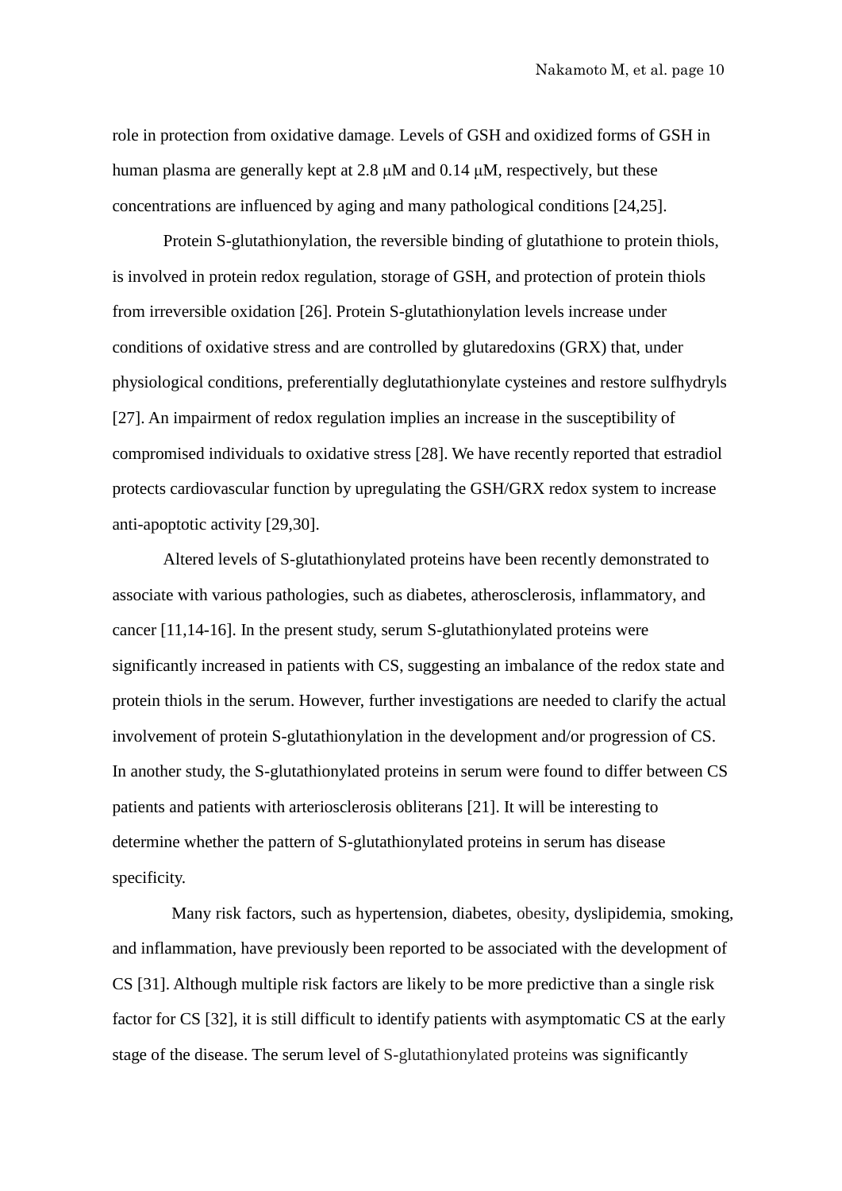role in protection from oxidative damage. Levels of GSH and oxidized forms of GSH in human plasma are generally kept at 2.8 μM and 0.14 μM, respectively, but these concentrations are influenced by aging and many pathological conditions [24,25].

Protein S-glutathionylation, the reversible binding of glutathione to protein thiols, is involved in protein redox regulation, storage of GSH, and protection of protein thiols from irreversible oxidation [26]. Protein S-glutathionylation levels increase under conditions of oxidative stress and are controlled by glutaredoxins (GRX) that, under physiological conditions, preferentially deglutathionylate cysteines and restore sulfhydryls [27]. An impairment of redox regulation implies an increase in the susceptibility of compromised individuals to oxidative stress [28]. We have recently reported that estradiol protects cardiovascular function by upregulating the GSH/GRX redox system to increase anti-apoptotic activity [29,30].

Altered levels of S-glutathionylated proteins have been recently demonstrated to associate with various pathologies, such as diabetes, atherosclerosis, inflammatory, and cancer [11,14-16]. In the present study, serum S-glutathionylated proteins were significantly increased in patients with CS, suggesting an imbalance of the redox state and protein thiols in the serum. However, further investigations are needed to clarify the actual involvement of protein S-glutathionylation in the development and/or progression of CS. In another study, the S-glutathionylated proteins in serum were found to differ between CS patients and patients with arteriosclerosis obliterans [21]. It will be interesting to determine whether the pattern of S-glutathionylated proteins in serum has disease specificity.

Many risk factors, such as hypertension, diabetes, obesity, dyslipidemia, smoking, and inflammation, have previously been reported to be associated with the development of CS [31]. Although multiple risk factors are likely to be more predictive than a single risk factor for CS [32], it is still difficult to identify patients with asymptomatic CS at the early stage of the disease. The serum level of S-glutathionylated proteins was significantly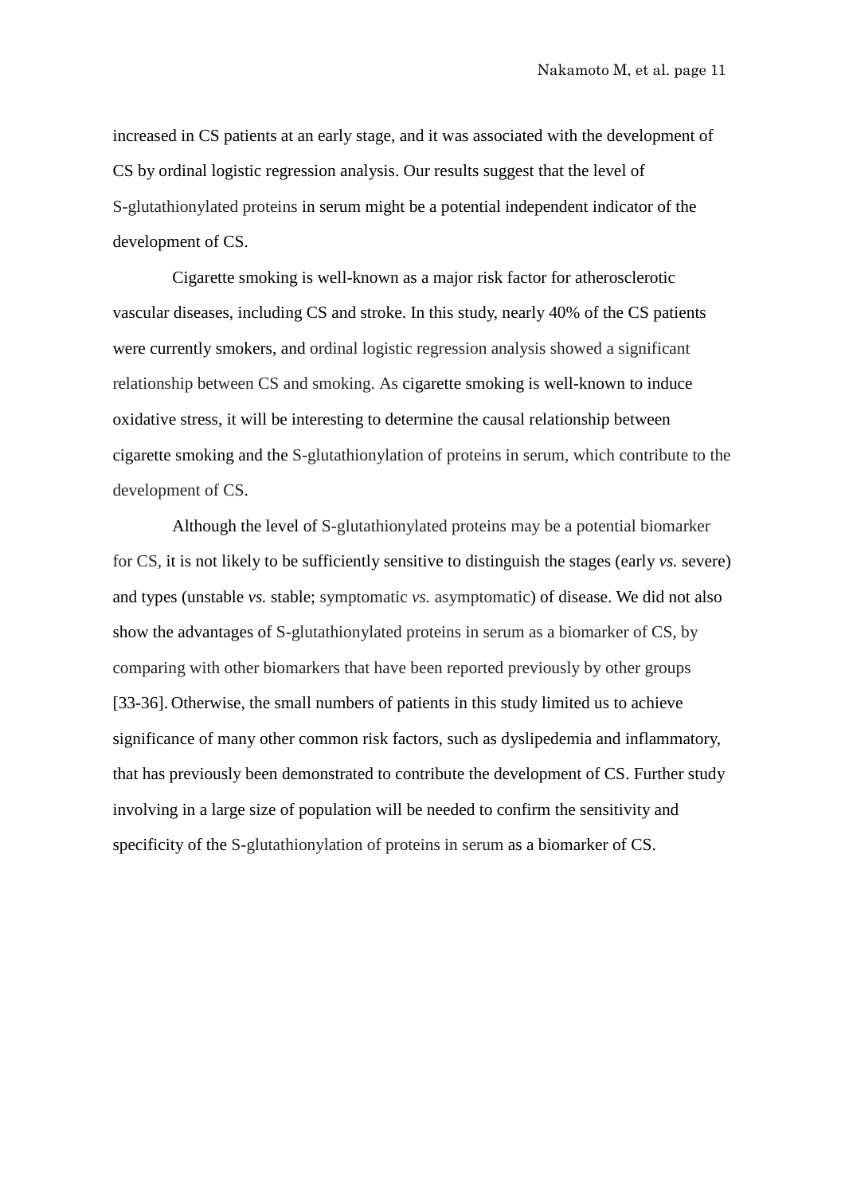increased in CS patients at an early stage, and it was associated with the development of CS by ordinal logistic regression analysis. Our results suggest that the level of S-glutathionylated proteins in serum might be a potential independent indicator of the development of CS.

Cigarette smoking is well-known as a major risk factor for atherosclerotic vascular diseases, including CS and stroke. In this study, nearly 40% of the CS patients were currently smokers, and ordinal logistic regression analysis showed a significant relationship between CS and smoking. As cigarette smoking is well-known to induce oxidative stress, it will be interesting to determine the causal relationship between cigarette smoking and the S-glutathionylation of proteins in serum, which contribute to the development of CS.

Although the level of S-glutathionylated proteins may be a potential biomarker for CS, it is not likely to be sufficiently sensitive to distinguish the stages (early *vs.* severe) and types (unstable *vs.* stable; symptomatic *vs.* asymptomatic) of disease. We did not also show the advantages of S-glutathionylated proteins in serum as a biomarker of CS, by comparing with other biomarkers that have been reported previously by other groups [33-36]. Otherwise, the small numbers of patients in this study limited us to achieve significance of many other common risk factors, such as dyslipedemia and inflammatory, that has previously been demonstrated to contribute the development of CS. Further study involving in a large size of population will be needed to confirm the sensitivity and specificity of the S-glutathionylation of proteins in serum as a biomarker of CS.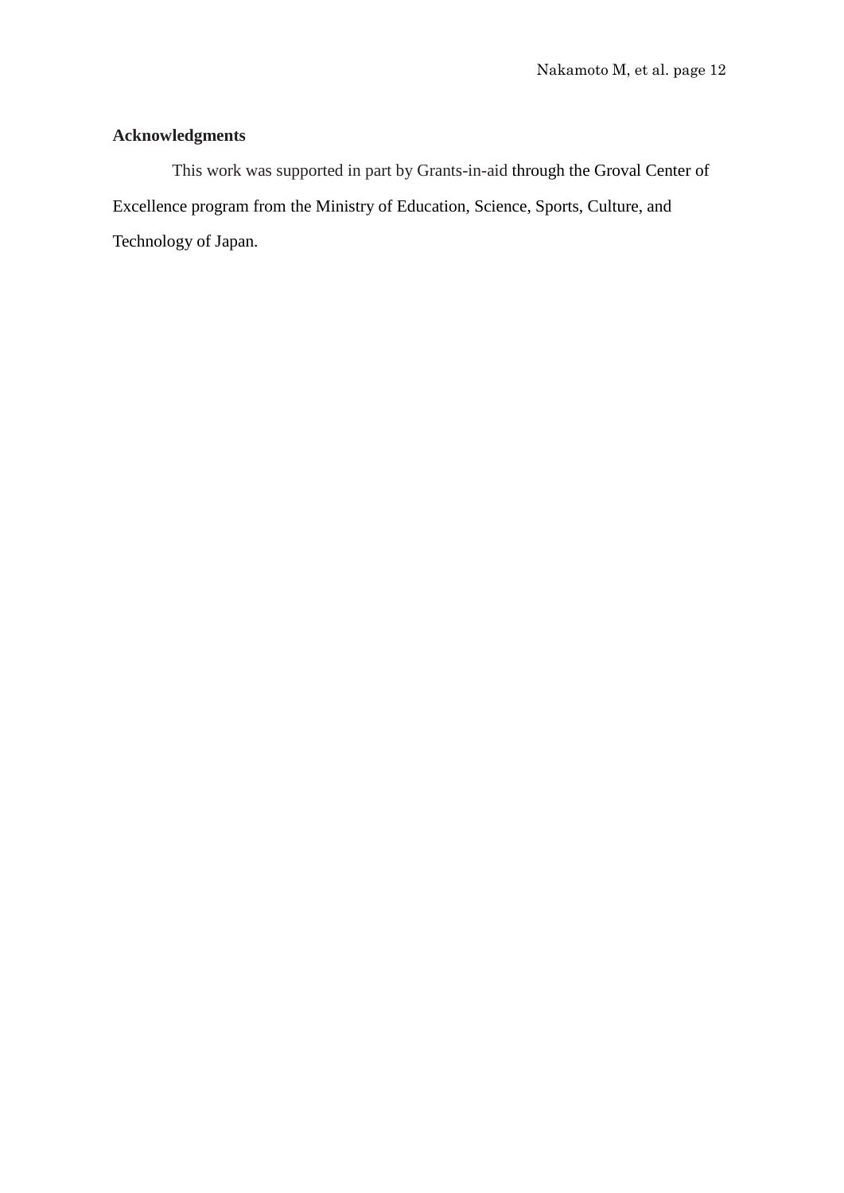**Acknowledgments**

This work was supported in part by Grants-in-aid through the Groval Center of Excellence program from the Ministry of Education, Science, Sports, Culture, and Technology of Japan.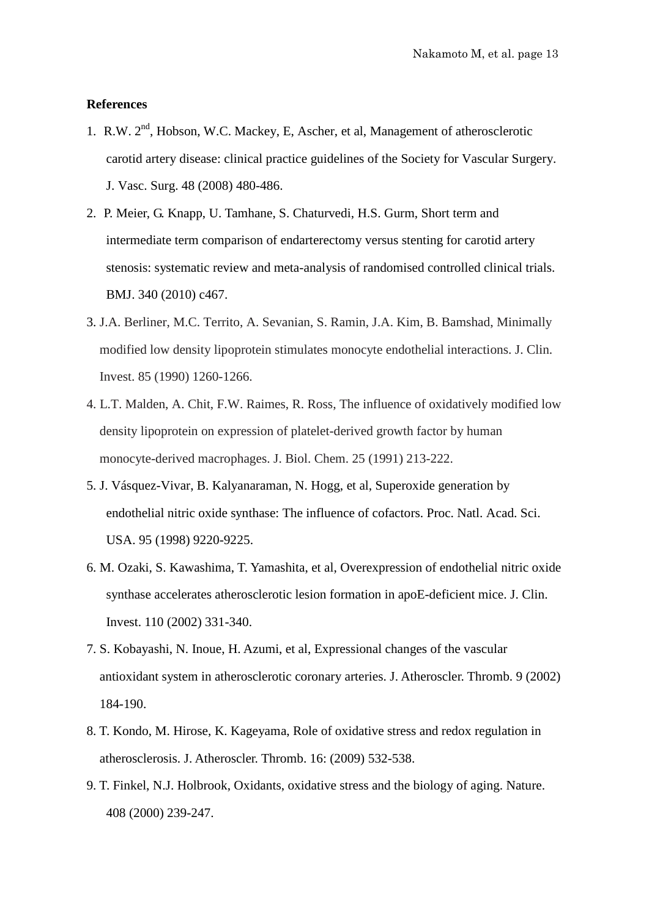**References**

1. R.W. 2nd, Hobson, W.C. Mackey, E, Ascher, et al, Management of atherosclerotic carotid artery disease: clinical practice guidelines of the Society for Vascular Surgery. J. Vasc. Surg. 48 (2008) 480-486.
2. P. Meier, G. Knapp, U. Tamhane, S. Chaturvedi, H.S. Gurm, Short term and intermediate term comparison of endarterectomy versus stenting for carotid artery stenosis: systematic review and meta-analysis of randomised controlled clinical trials. BMJ. 340 (2010) c467.
3. J.A. Berliner, M.C. Territo, A. Sevanian, S. Ramin, J.A. Kim, B. Bamshad, Minimally modified low density lipoprotein stimulates monocyte endothelial interactions. J. Clin. Invest. 85 (1990) 1260-1266.
4. L.T. Malden, A. Chit, F.W. Raimes, R. Ross, The influence of oxidatively modified low density lipoprotein on expression of platelet-derived growth factor by human monocyte-derived macrophages. J. Biol. Chem. 25 (1991) 213-222.
5. J. Vásquez-Vivar, B. Kalyanaraman, N. Hogg, et al, Superoxide generation by endothelial nitric oxide synthase: The influence of cofactors. Proc. Natl. Acad. Sci. USA. 95 (1998) 9220-9225.
6. M. Ozaki, S. Kawashima, T. Yamashita, et al, Overexpression of endothelial nitric oxide synthase accelerates atherosclerotic lesion formation in apoE-deficient mice. J. Clin. Invest. 110 (2002) 331-340.
7. S. Kobayashi, N. Inoue, H. Azumi, et al, Expressional changes of the vascular antioxidant system in atherosclerotic coronary arteries. J. Atheroscler. Thromb. 9 (2002) 184-190.
8. T. Kondo, M. Hirose, K. Kageyama, Role of oxidative stress and redox regulation in atherosclerosis. J. Atheroscler. Thromb. 16: (2009) 532-538.
9. T. Finkel, N.J. Holbrook, Oxidants, oxidative stress and the biology of aging. Nature. 408 (2000) 239-247.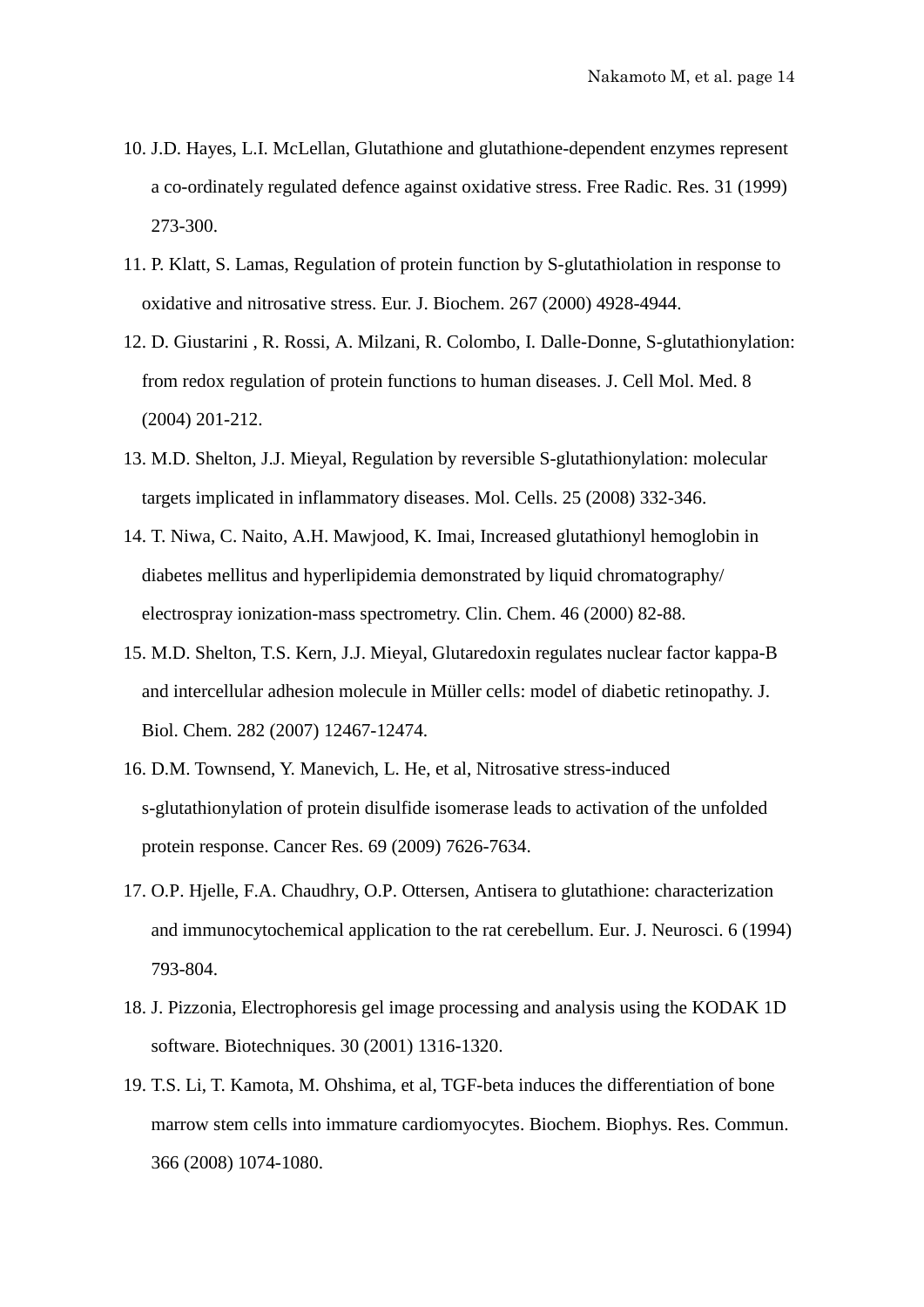10. J.D. Hayes, L.I. McLellan, Glutathione and glutathione-dependent enzymes represent a co-ordinately regulated defence against oxidative stress. Free Radic. Res. 31 (1999) 273-300.
11. P. Klatt, S. Lamas, Regulation of protein function by S-glutathiolation in response to oxidative and nitrosative stress. Eur. J. Biochem. 267 (2000) 4928-4944.
12. D. Giustarini , R. Rossi, A. Milzani, R. Colombo, I. Dalle-Donne, S-glutathionylation: from redox regulation of protein functions to human diseases. J. Cell Mol. Med. 8 (2004) 201-212.
13. M.D. Shelton, J.J. Mieyal, Regulation by reversible S-glutathionylation: molecular targets implicated in inflammatory diseases. Mol. Cells. 25 (2008) 332-346.
14. T. Niwa, C. Naito, A.H. Mawjood, K. Imai, Increased glutathionyl hemoglobin in diabetes mellitus and hyperlipidemia demonstrated by liquid chromatography/ electrospray ionization-mass spectrometry. Clin. Chem. 46 (2000) 82-88.
15. M.D. Shelton, T.S. Kern, J.J. Mieyal, Glutaredoxin regulates nuclear factor kappa-B and intercellular adhesion molecule in Müller cells: model of diabetic retinopathy. J. Biol. Chem. 282 (2007) 12467-12474.
16. D.M. Townsend, Y. Manevich, L. He, et al, Nitrosative stress-induced s-glutathionylation of protein disulfide isomerase leads to activation of the unfolded protein response. Cancer Res. 69 (2009) 7626-7634.
17. O.P. Hjelle, F.A. Chaudhry, O.P. Ottersen, Antisera to glutathione: characterization and immunocytochemical application to the rat cerebellum. Eur. J. Neurosci. 6 (1994) 793-804.
18. J. Pizzonia, Electrophoresis gel image processing and analysis using the KODAK 1D software. Biotechniques. 30 (2001) 1316-1320.
19. T.S. Li, T. Kamota, M. Ohshima, et al, TGF-beta induces the differentiation of bone marrow stem cells into immature cardiomyocytes. Biochem. Biophys. Res. Commun. 366 (2008) 1074-1080.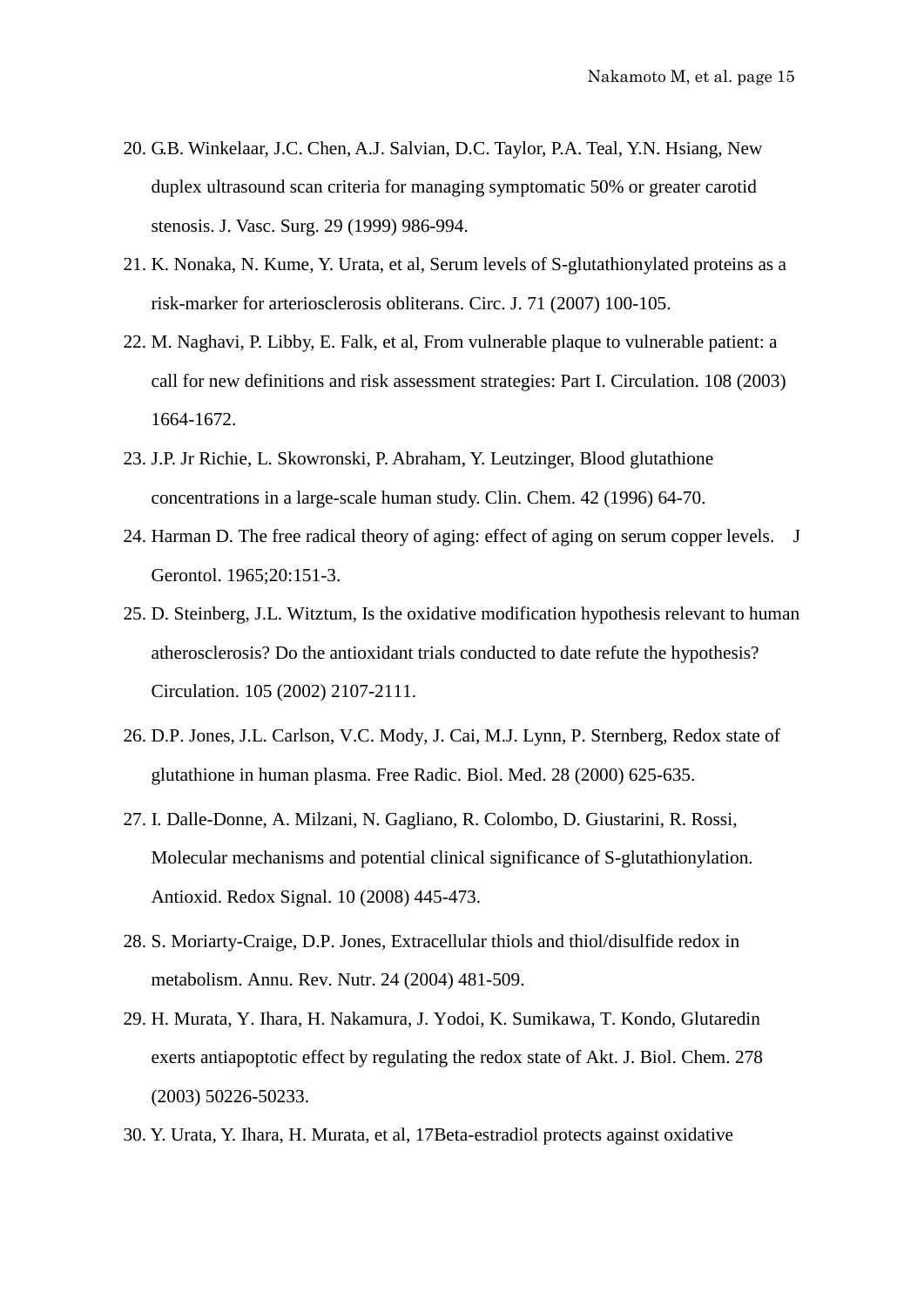20. G.B. Winkelaar, J.C. Chen, A.J. Salvian, D.C. Taylor, P.A. Teal, Y.N. Hsiang, New duplex ultrasound scan criteria for managing symptomatic 50% or greater carotid stenosis. J. Vasc. Surg. 29 (1999) 986-994.
21. K. Nonaka, N. Kume, Y. Urata, et al, Serum levels of S-glutathionylated proteins as a risk-marker for arteriosclerosis obliterans. Circ. J. 71 (2007) 100-105.
22. M. Naghavi, P. Libby, E. Falk, et al, From vulnerable plaque to vulnerable patient: a call for new definitions and risk assessment strategies: Part I. Circulation. 108 (2003) 1664-1672.
23. J.P. Jr Richie, L. Skowronski, P. Abraham, Y. Leutzinger, Blood glutathione concentrations in a large-scale human study. Clin. Chem. 42 (1996) 64-70.
24. Harman D. The free radical theory of aging: effect of aging on serum copper levels. J Gerontol. 1965;20:151-3.
25. D. Steinberg, J.L. Witztum, Is the oxidative modification hypothesis relevant to human atherosclerosis? Do the antioxidant trials conducted to date refute the hypothesis? Circulation. 105 (2002) 2107-2111.
26. D.P. Jones, J.L. Carlson, V.C. Mody, J. Cai, M.J. Lynn, P. Sternberg, Redox state of glutathione in human plasma. Free Radic. Biol. Med. 28 (2000) 625-635.
27. I. Dalle-Donne, A. Milzani, N. Gagliano, R. Colombo, D. Giustarini, R. Rossi, Molecular mechanisms and potential clinical significance of S-glutathionylation. Antioxid. Redox Signal. 10 (2008) 445-473.
28. S. Moriarty-Craige, D.P. Jones, Extracellular thiols and thiol/disulfide redox in metabolism. Annu. Rev. Nutr. 24 (2004) 481-509.
29. H. Murata, Y. Ihara, H. Nakamura, J. Yodoi, K. Sumikawa, T. Kondo, Glutaredin exerts antiapoptotic effect by regulating the redox state of Akt. J. Biol. Chem. 278 (2003) 50226-50233.
30. Y. Urata, Y. Ihara, H. Murata, et al, 17Beta-estradiol protects against oxidative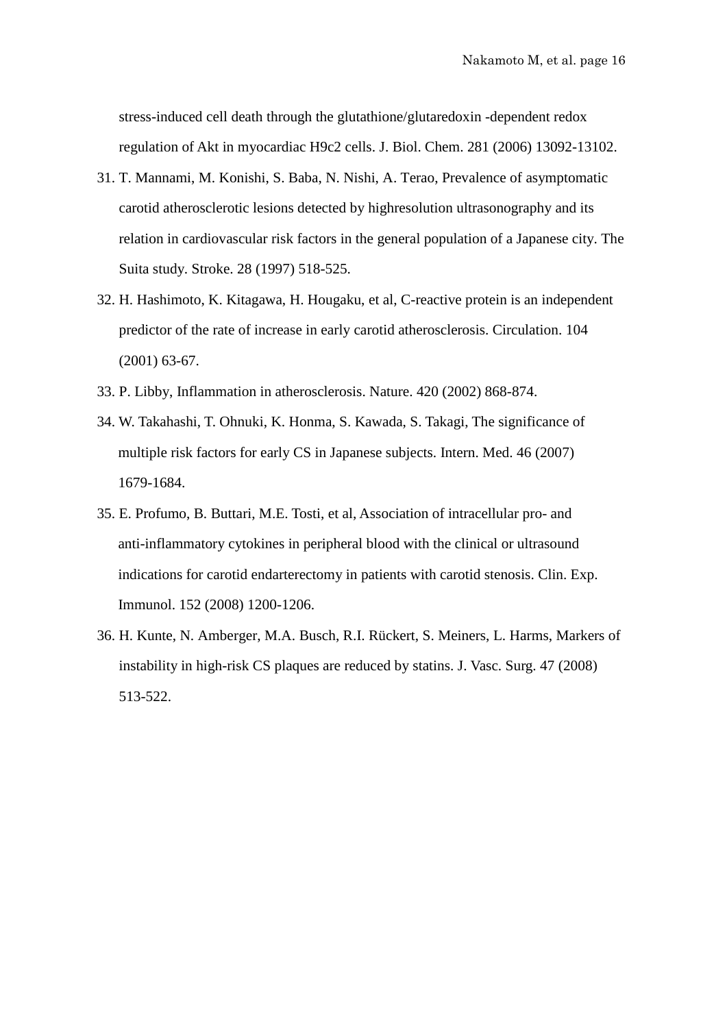stress-induced cell death through the glutathione/glutaredoxin -dependent redox regulation of Akt in myocardiac H9c2 cells. J. Biol. Chem. 281 (2006) 13092-13102.

31. T. Mannami, M. Konishi, S. Baba, N. Nishi, A. Terao, Prevalence of asymptomatic carotid atherosclerotic lesions detected by highresolution ultrasonography and its relation in cardiovascular risk factors in the general population of a Japanese city. The Suita study. Stroke. 28 (1997) 518-525.
32. H. Hashimoto, K. Kitagawa, H. Hougaku, et al, C-reactive protein is an independent predictor of the rate of increase in early carotid atherosclerosis. Circulation. 104 (2001) 63-67.
33. P. Libby, Inflammation in atherosclerosis. Nature. 420 (2002) 868-874.
34. W. Takahashi, T. Ohnuki, K. Honma, S. Kawada, S. Takagi, The significance of multiple risk factors for early CS in Japanese subjects. Intern. Med. 46 (2007) 1679-1684.
35. E. Profumo, B. Buttari, M.E. Tosti, et al, Association of intracellular pro- and anti-inflammatory cytokines in peripheral blood with the clinical or ultrasound indications for carotid endarterectomy in patients with carotid stenosis. Clin. Exp. Immunol. 152 (2008) 1200-1206.
36. H. Kunte, N. Amberger, M.A. Busch, R.I. Rückert, S. Meiners, L. Harms, Markers of instability in high-risk CS plaques are reduced by statins. J. Vasc. Surg. 47 (2008) 513-522.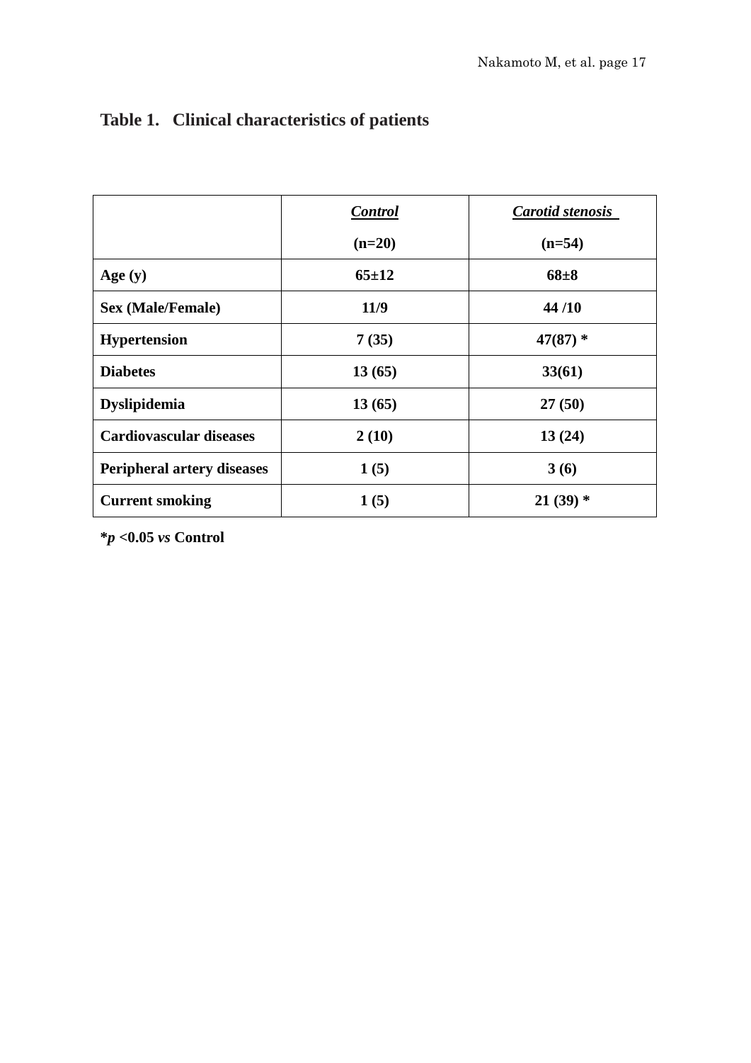**Table 1. Clinical characteristics of patients**

| | ***Control*** (n=20) | ***Carotid stenosis*** (n=54) |
|---|---|---|
| **Age (y)** | **65±12** | **68±8** |
| **Sex (Male/Female)** | **11/9** | **44 /10** |
| **Hypertension** | **7 (35)** | **47(87) \*** |
| **Diabetes** | **13 (65)** | **33(61)** |
| **Dyslipidemia** | **13 (65)** | **27 (50)** |
| **Cardiovascular diseases** | **2 (10)** | **13 (24)** |
| **Peripheral artery diseases** | **1 (5)** | **3 (6)** |
| **Current smoking** | **1 (5)** | **21 (39) \*** |

**\****$p$* **<0.05** ***vs*** **Control**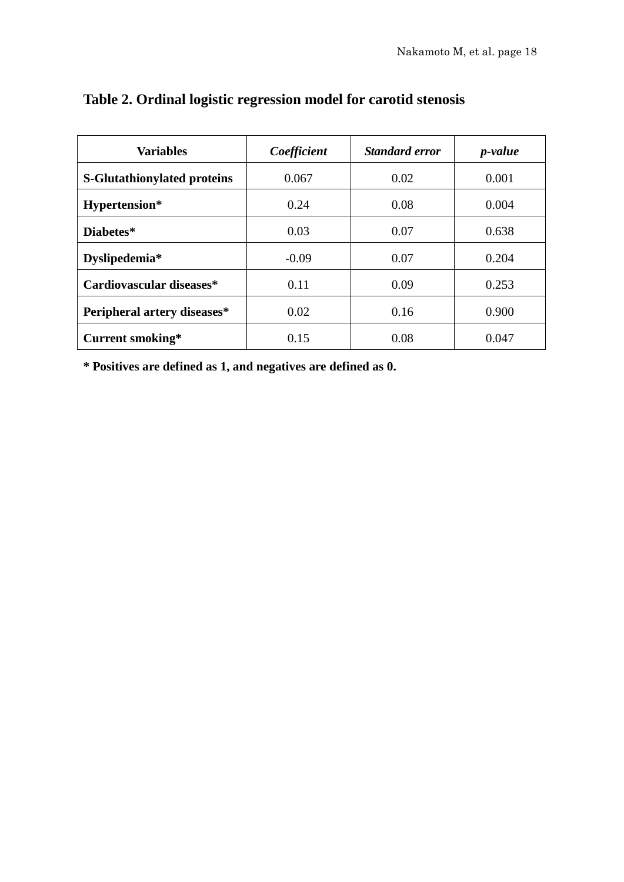**Table 2. Ordinal logistic regression model for carotid stenosis**

| **Variables** | ***Coefficient*** | ***Standard error*** | ***p-value*** |
|---|---|---|---|
| **S-Glutathionylated proteins** | 0.067 | 0.02 | 0.001 |
| **Hypertension*** | 0.24 | 0.08 | 0.004 |
| **Diabetes*** | 0.03 | 0.07 | 0.638 |
| **Dyslipedemia*** | -0.09 | 0.07 | 0.204 |
| **Cardiovascular diseases*** | 0.11 | 0.09 | 0.253 |
| **Peripheral artery diseases*** | 0.02 | 0.16 | 0.900 |
| **Current smoking*** | 0.15 | 0.08 | 0.047 |

**\* Positives are defined as 1, and negatives are defined as 0.**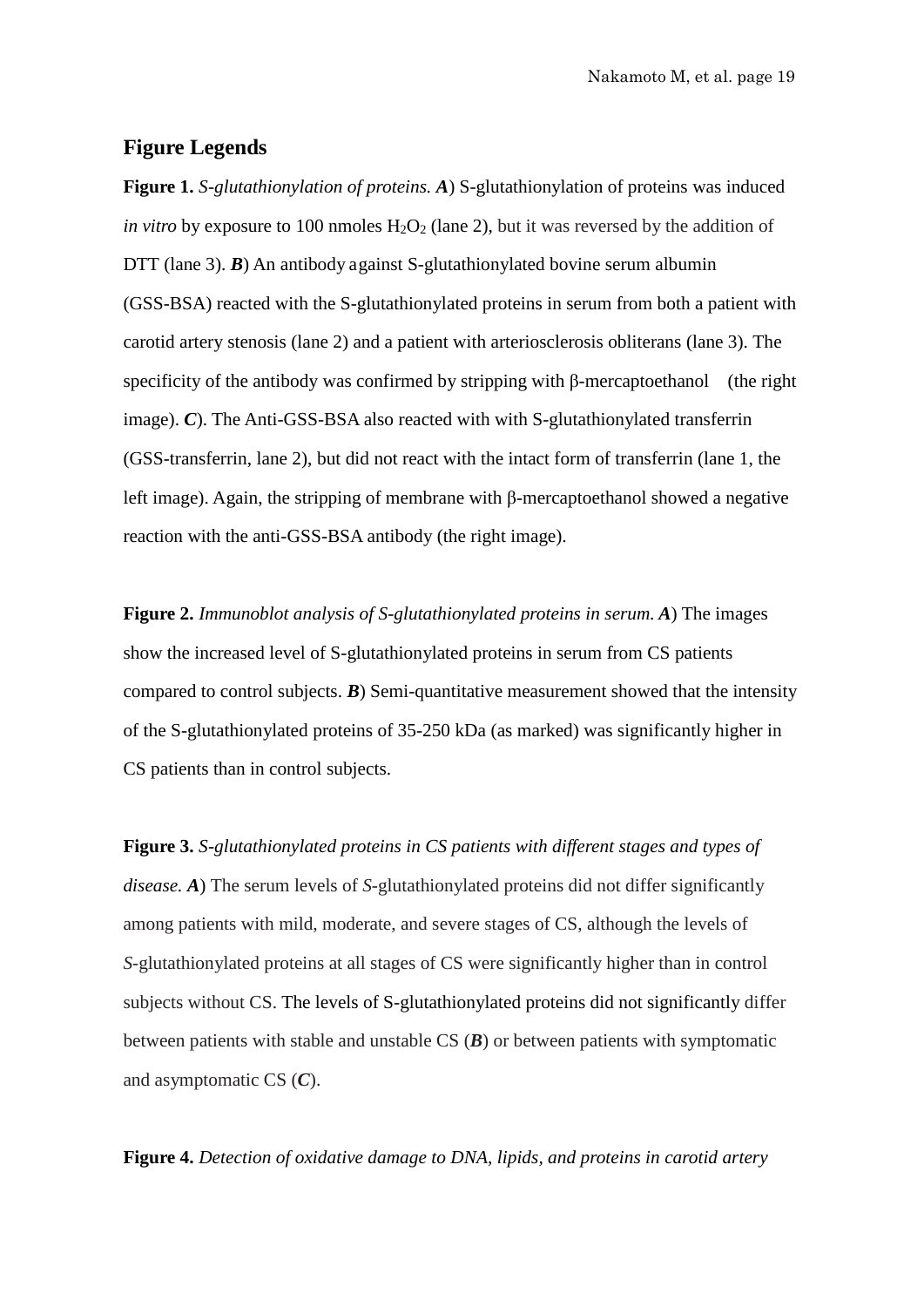## Figure Legends

**Figure 1.** *S-glutathionylation of proteins.* ***A***) S-glutathionylation of proteins was induced *in vitro* by exposure to 100 nmoles $H_2O_2$ (lane 2), but it was reversed by the addition of DTT (lane 3). ***B***) An antibody against S-glutathionylated bovine serum albumin (GSS-BSA) reacted with the S-glutathionylated proteins in serum from both a patient with carotid artery stenosis (lane 2) and a patient with arteriosclerosis obliterans (lane 3). The specificity of the antibody was confirmed by stripping with β-mercaptoethanol (the right image). ***C***). The Anti-GSS-BSA also reacted with with S-glutathionylated transferrin (GSS-transferrin, lane 2), but did not react with the intact form of transferrin (lane 1, the left image). Again, the stripping of membrane with β-mercaptoethanol showed a negative reaction with the anti-GSS-BSA antibody (the right image).

**Figure 2.** *Immunoblot analysis of S-glutathionylated proteins in serum.* ***A***) The images show the increased level of S-glutathionylated proteins in serum from CS patients compared to control subjects. ***B***) Semi-quantitative measurement showed that the intensity of the S-glutathionylated proteins of 35-250 kDa (as marked) was significantly higher in CS patients than in control subjects.

**Figure 3.** *S-glutathionylated proteins in CS patients with different stages and types of disease.* ***A***) The serum levels of *S*-glutathionylated proteins did not differ significantly among patients with mild, moderate, and severe stages of CS, although the levels of *S*-glutathionylated proteins at all stages of CS were significantly higher than in control subjects without CS. The levels of S-glutathionylated proteins did not significantly differ between patients with stable and unstable CS (***B***) or between patients with symptomatic and asymptomatic CS (***C***).

**Figure 4.** *Detection of oxidative damage to DNA, lipids, and proteins in carotid artery*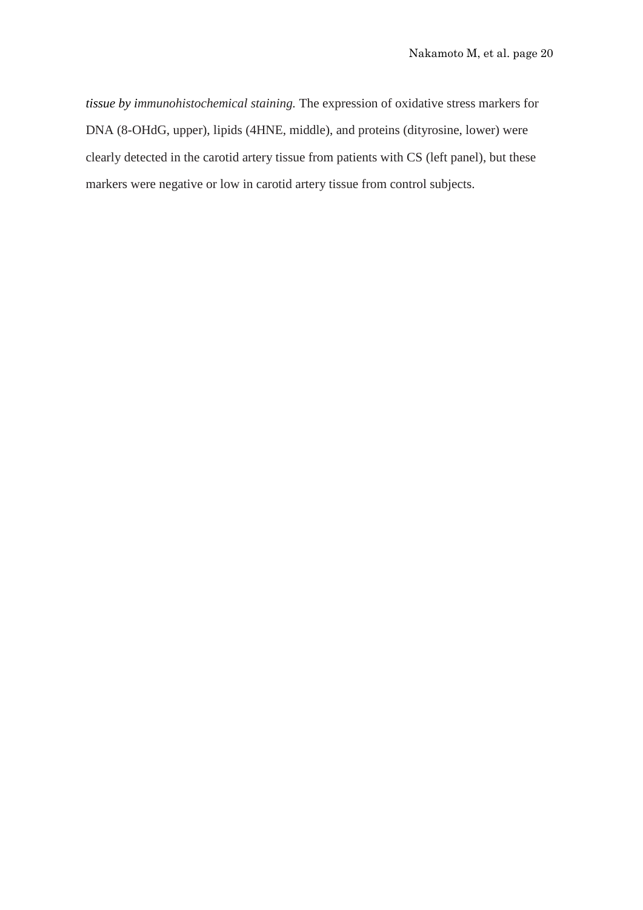*tissue by immunohistochemical staining.* The expression of oxidative stress markers for DNA (8-OHdG, upper), lipids (4HNE, middle), and proteins (dityrosine, lower) were clearly detected in the carotid artery tissue from patients with CS (left panel), but these markers were negative or low in carotid artery tissue from control subjects.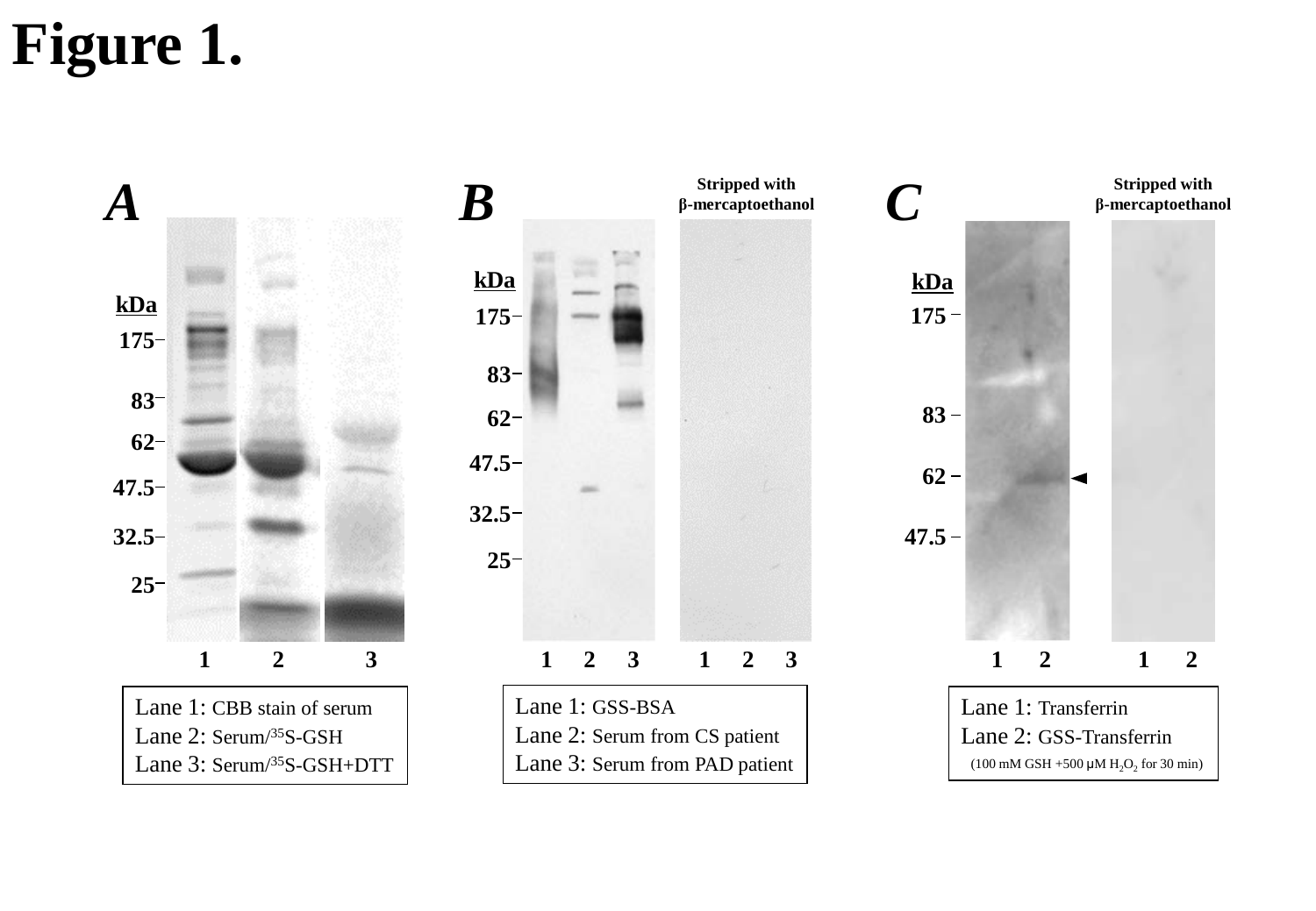# Figure 1.

**A**

kDa
175
83
62
47.5
32.5
25

1 2 3

Lane 1: CBB stain of serum
Lane 2: Serum/$^{35}$S-GSH
Lane 3: Serum/$^{35}$S-GSH+DTT

**B**

Stripped with β-mercaptoethanol

kDa
175
83
62
47.5
32.5
25

1 2 3 1 2 3

Lane 1: GSS-BSA
Lane 2: Serum from CS patient
Lane 3: Serum from PAD patient

**C**

Stripped with β-mercaptoethanol

kDa
175
83
62
47.5

1 2 1 2

Lane 1: Transferrin
Lane 2: GSS-Transferrin
(100 mM GSH +500 μM $H_2O_2$ for 30 min)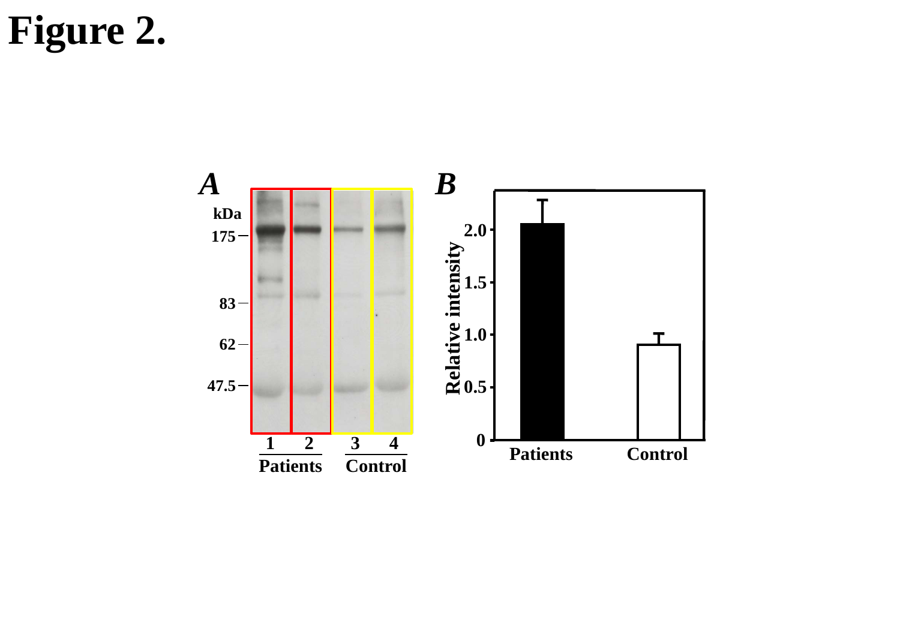# Figure 2.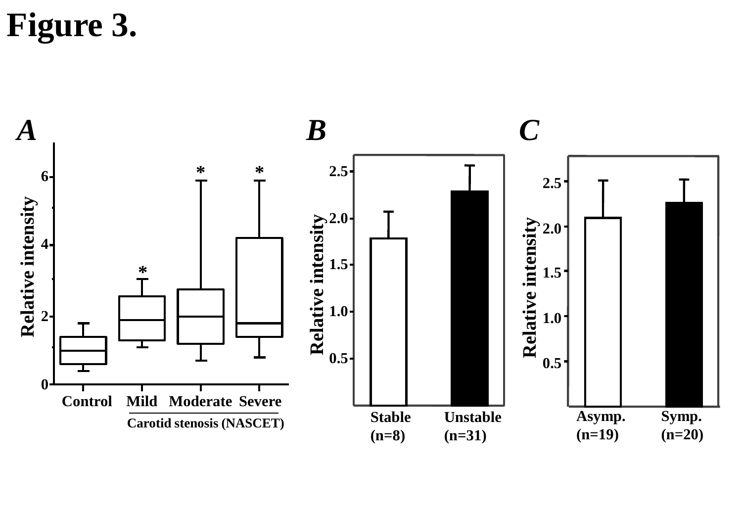# Figure 3.

**A**

Relative intensity

Control | Mild | Moderate | Severe

Carotid stenosis (NASCET)

**B**

Relative intensity

Stable (n=8) | Unstable (n=31)

**C**

Relative intensity

Asymp. (n=19) | Symp. (n=20)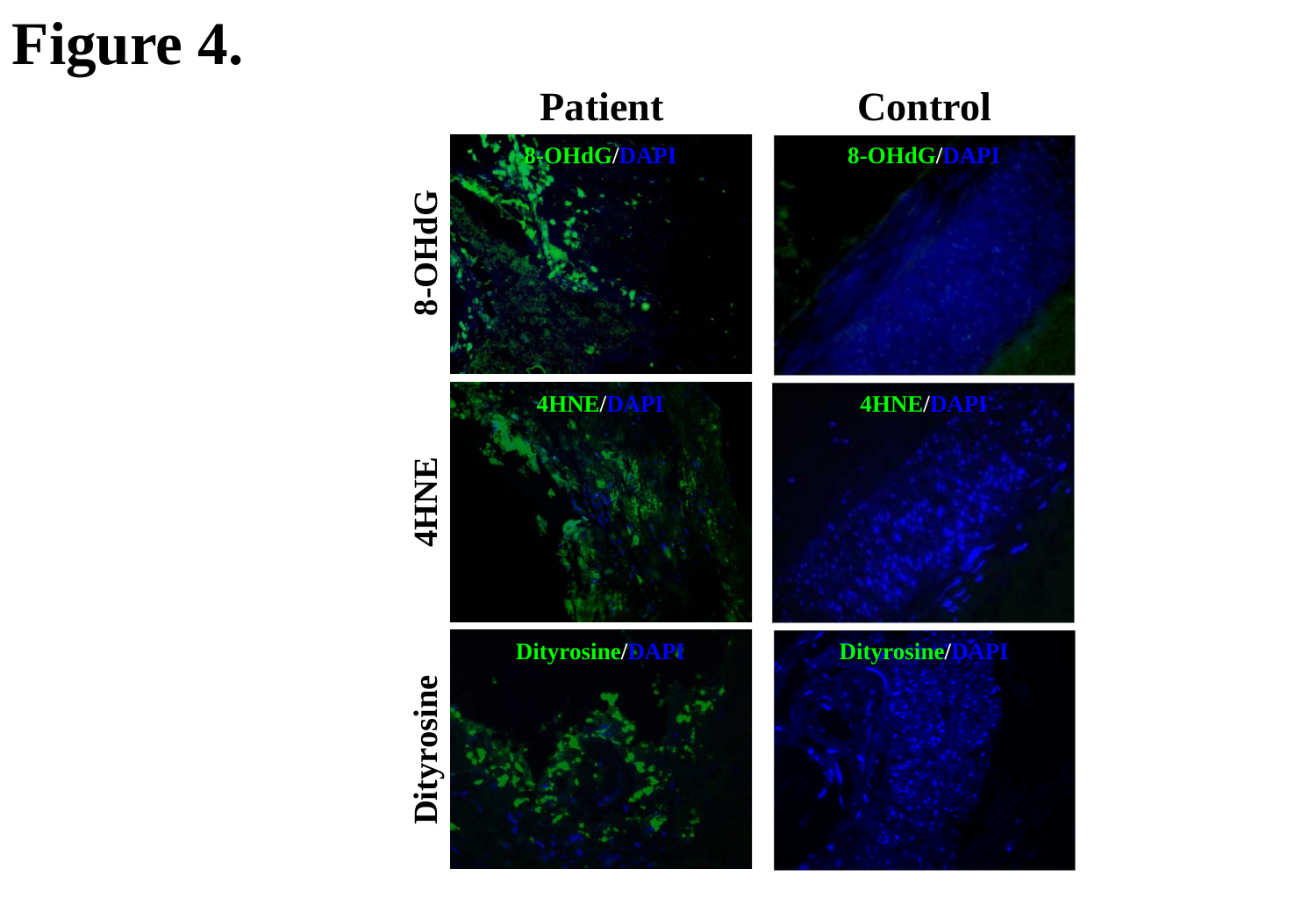# Figure 4.

Patient

Control

8-OHdG

4HNE

Dityrosine

8-OHdG/DAPI

4HNE/DAPI

Dityrosine/DAPI